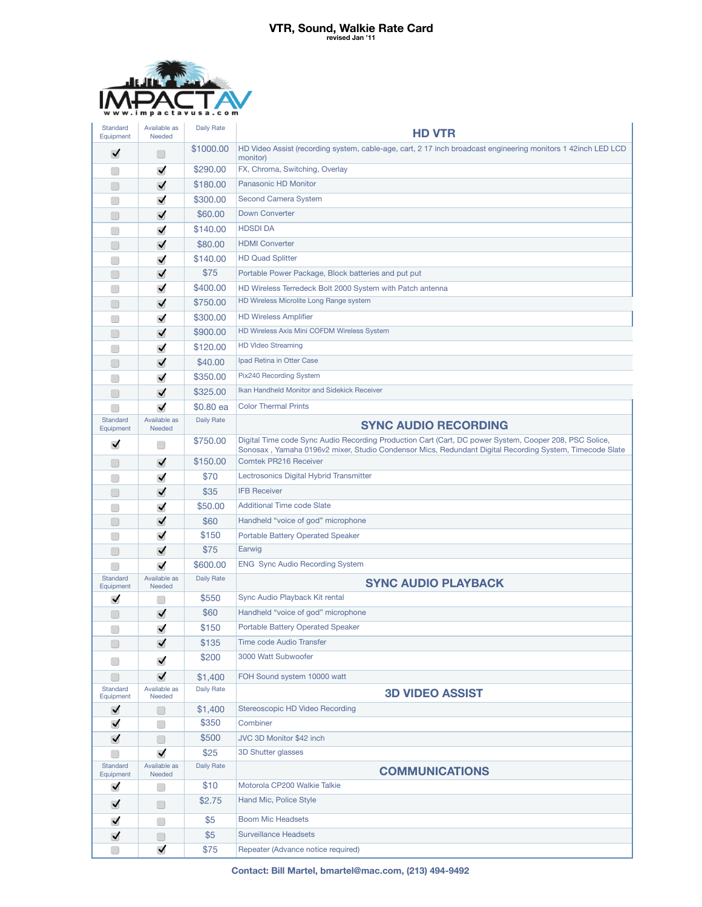# VTR, Sound, Walkie Rate Card

**revised Jan '11**

IMPACT AV
www.impactavusa.com

| Standard Equipment | Available as Needed | Daily Rate | HD VTR |
|---|---|---|---|
| ✓ | | $1000.00 | HD Video Assist (recording system, cable-age, cart, 2 17 inch broadcast engineering monitors 1 42inch LED LCD monitor) |
| | ✓ | $290.00 | FX, Chroma, Switching, Overlay |
| | ✓ | $180.00 | Panasonic HD Monitor |
| | ✓ | $300.00 | Second Camera System |
| | ✓ | $60.00 | Down Converter |
| | ✓ | $140.00 | HDSDI DA |
| | ✓ | $80.00 | HDMI Converter |
| | ✓ | $140.00 | HD Quad Splitter |
| | ✓ | $75 | Portable Power Package, Block batteries and put put |
| | ✓ | $400.00 | HD Wireless Terredeck Bolt 2000 System with Patch antenna |
| | ✓ | $750.00 | HD Wireless Microlite Long Range system |
| | ✓ | $300.00 | HD Wireless Amplifier |
| | ✓ | $900.00 | HD Wireless Axis Mini COFDM Wireless System |
| | ✓ | $120.00 | HD VIdeo Streaming |
| | ✓ | $40.00 | Ipad Retina in Otter Case |
| | ✓ | $350.00 | Pix240 Recording System |
| | ✓ | $325.00 | Ikan Handheld Monitor and Sidekick Receiver |
| | ✓ | $0.80 ea | Color Thermal Prints |
| **Standard Equipment** | **Available as Needed** | **Daily Rate** | **SYNC AUDIO RECORDING** |
| ✓ | | $750.00 | Digital Time code Sync Audio Recording Production Cart (Cart, DC power System, Cooper 208, PSC Solice, Sonosax , Yamaha 0196v2 mixer, Studio Condensor Mics, Redundant Digital Recording System, Timecode Slate |
| | ✓ | $150.00 | Comtek PR216 Receiver |
| | ✓ | $70 | Lectrosonics Digital Hybrid Transmitter |
| | ✓ | $35 | IFB Receiver |
| | ✓ | $50.00 | Additional Time code Slate |
| | ✓ | $60 | Handheld "voice of god" microphone |
| | ✓ | $150 | Portable Battery Operated Speaker |
| | ✓ | $75 | Earwig |
| | ✓ | $600.00 | ENG Sync Audio Recording System |
| **Standard Equipment** | **Available as Needed** | **Daily Rate** | **SYNC AUDIO PLAYBACK** |
| ✓ | | $550 | Sync Audio Playback Kit rental |
| | ✓ | $60 | Handheld "voice of god" microphone |
| | ✓ | $150 | Portable Battery Operated Speaker |
| | ✓ | $135 | Time code Audio Transfer |
| | ✓ | $200 | 3000 Watt Subwoofer |
| | ✓ | $1,400 | FOH Sound system 10000 watt |
| **Standard Equipment** | **Available as Needed** | **Daily Rate** | **3D VIDEO ASSIST** |
| ✓ | | $1,400 | Stereoscopic HD Video Recording |
| ✓ | | $350 | Combiner |
| ✓ | | $500 | JVC 3D Monitor $42 inch |
| | ✓ | $25 | 3D Shutter glasses |
| **Standard Equipment** | **Available as Needed** | **Daily Rate** | **COMMUNICATIONS** |
| ✓ | | $10 | Motorola CP200 Walkie Talkie |
| ✓ | | $2.75 | Hand Mic, Police Style |
| ✓ | | $5 | Boom Mic Headsets |
| ✓ | | $5 | Surveillance Headsets |
| | ✓ | $75 | Repeater (Advance notice required) |

**Contact: Bill Martel, bmartel@mac.com, (213) 494-9492**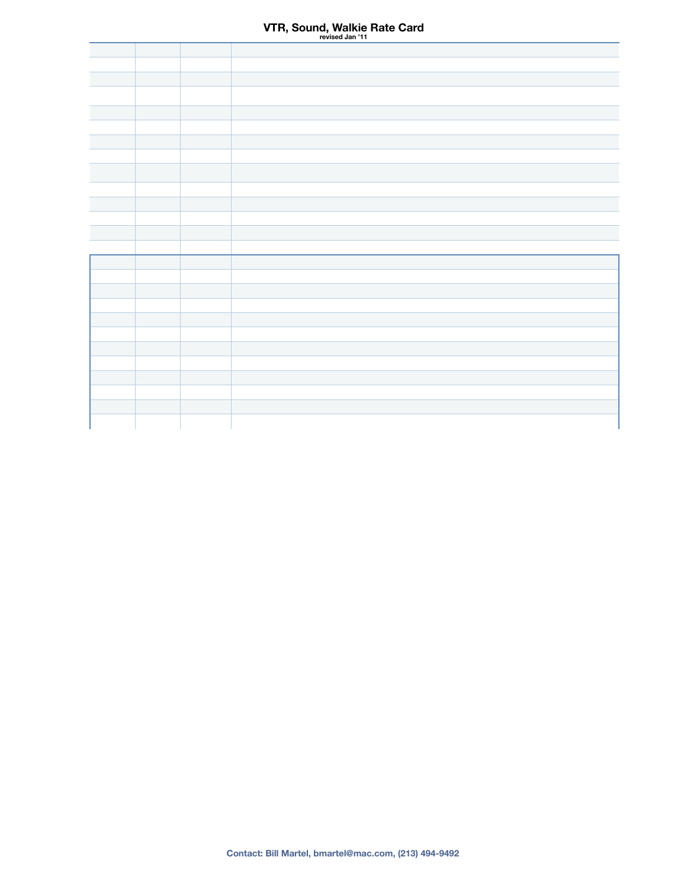# VTR, Sound, Walkie Rate Card

**revised Jan '11**

**Contact: Bill Martel, bmartel@mac.com, (213) 494-9492**